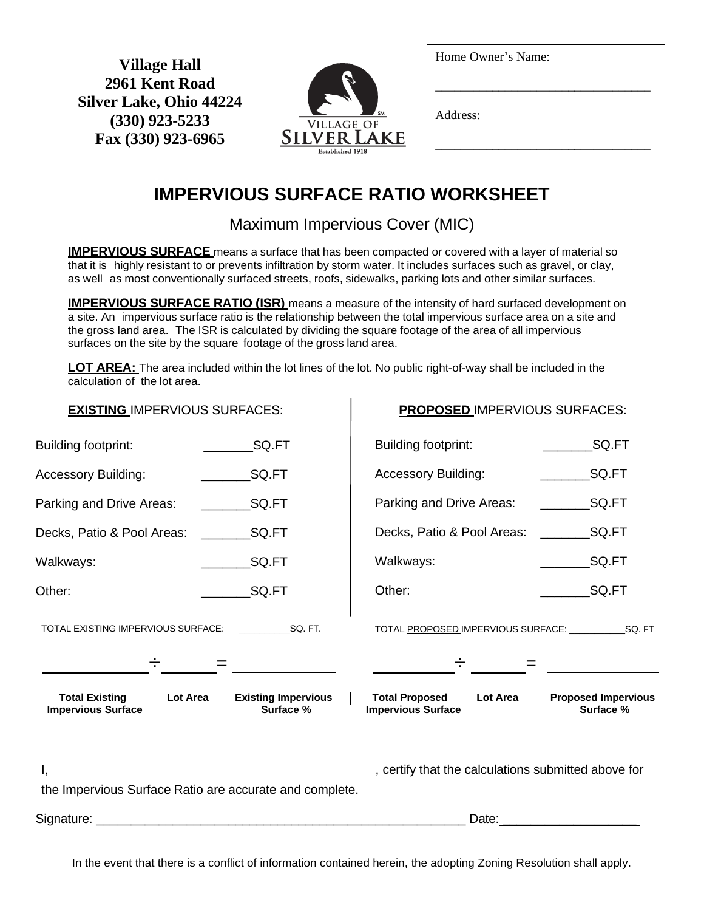**Village Hall**
**2961 Kent Road**
**Silver Lake, Ohio 44224**
**(330) 923-5233**
**Fax (330) 923-6965**

VILLAGE OF SILVER LAKE
Established 1918

Home Owner's Name:

\_\_\_\_\_\_\_\_\_\_\_\_\_\_\_\_\_\_\_\_\_\_\_\_\_\_\_\_\_\_\_\_

Address:

\_\_\_\_\_\_\_\_\_\_\_\_\_\_\_\_\_\_\_\_\_\_\_\_\_\_\_\_\_\_\_\_

# IMPERVIOUS SURFACE RATIO WORKSHEET

## Maximum Impervious Cover (MIC)

**IMPERVIOUS SURFACE** means a surface that has been compacted or covered with a layer of material so that it is highly resistant to or prevents infiltration by storm water. It includes surfaces such as gravel, or clay, as well as most conventionally surfaced streets, roofs, sidewalks, parking lots and other similar surfaces.

**IMPERVIOUS SURFACE RATIO (ISR)** means a measure of the intensity of hard surfaced development on a site. An impervious surface ratio is the relationship between the total impervious surface area on a site and the gross land area. The ISR is calculated by dividing the square footage of the area of all impervious surfaces on the site by the square footage of the gross land area.

**LOT AREA:** The area included within the lot lines of the lot. No public right-of-way shall be included in the calculation of the lot area.

| **EXISTING** IMPERVIOUS SURFACES: | | **PROPOSED** IMPERVIOUS SURFACES: | |
|---|---|---|---|
| Building footprint: | \_\_\_\_\_\_\_SQ.FT | Building footprint: | \_\_\_\_\_\_\_SQ.FT |
| Accessory Building: | \_\_\_\_\_\_\_SQ.FT | Accessory Building: | \_\_\_\_\_\_\_SQ.FT |
| Parking and Drive Areas: | \_\_\_\_\_\_\_SQ.FT | Parking and Drive Areas: | \_\_\_\_\_\_\_SQ.FT |
| Decks, Patio & Pool Areas: | \_\_\_\_\_\_\_SQ.FT | Decks, Patio & Pool Areas: | \_\_\_\_\_\_\_SQ.FT |
| Walkways: | \_\_\_\_\_\_\_SQ.FT | Walkways: | \_\_\_\_\_\_\_SQ.FT |
| Other: | \_\_\_\_\_\_\_SQ.FT | Other: | \_\_\_\_\_\_\_SQ.FT |
| TOTAL EXISTING IMPERVIOUS SURFACE: | \_\_\_\_\_\_\_\_\_\_SQ. FT. | TOTAL PROPOSED IMPERVIOUS SURFACE: | \_\_\_\_\_\_\_\_\_\_SQ. FT |

\_\_\_\_\_\_\_\_\_\_ ÷ \_\_\_\_\_\_ = \_\_\_\_\_\_\_\_\_\_

**Total Existing Impervious Surface** ÷ **Lot Area** = **Existing Impervious Surface %**

\_\_\_\_\_\_\_\_\_\_ ÷ \_\_\_\_\_\_ = \_\_\_\_\_\_\_\_\_\_

**Total Proposed Impervious Surface** ÷ **Lot Area** = **Proposed Impervious Surface %**

I,\_\_\_\_\_\_\_\_\_\_\_\_\_\_\_\_\_\_\_\_\_\_\_\_\_\_\_\_\_\_\_\_\_\_\_\_\_\_\_\_, certify that the calculations submitted above for the Impervious Surface Ratio are accurate and complete.

Signature: \_\_\_\_\_\_\_\_\_\_\_\_\_\_\_\_\_\_\_\_\_\_\_\_\_\_\_\_\_\_\_\_\_\_\_\_\_\_\_\_\_\_\_\_ Date:\_\_\_\_\_\_\_\_\_\_\_\_\_\_\_\_\_\_

In the event that there is a conflict of information contained herein, the adopting Zoning Resolution shall apply.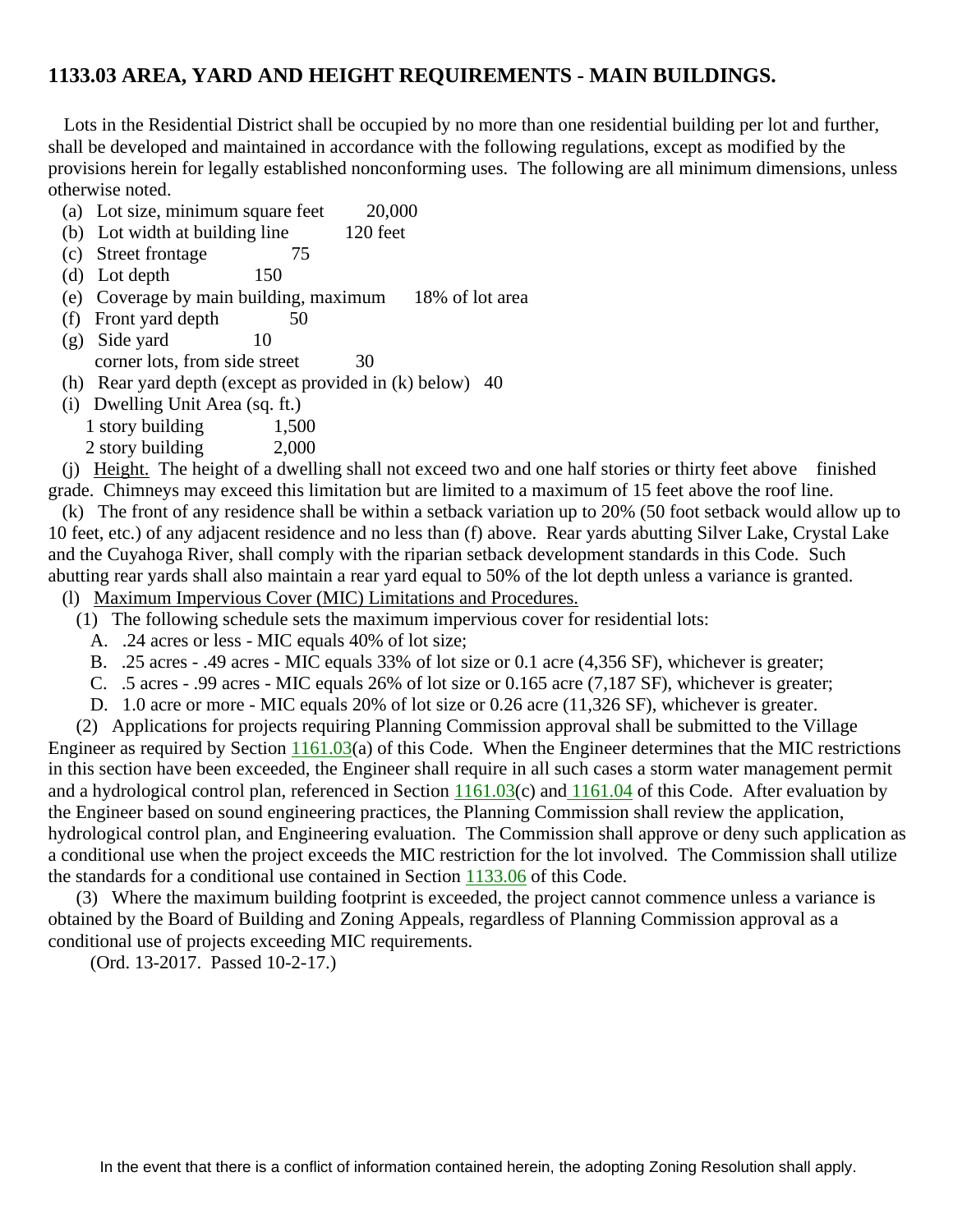## 1133.03 AREA, YARD AND HEIGHT REQUIREMENTS - MAIN BUILDINGS.

Lots in the Residential District shall be occupied by no more than one residential building per lot and further, shall be developed and maintained in accordance with the following regulations, except as modified by the provisions herein for legally established nonconforming uses. The following are all minimum dimensions, unless otherwise noted.

(a) Lot size, minimum square feet 20,000
(b) Lot width at building line 120 feet
(c) Street frontage 75
(d) Lot depth 150
(e) Coverage by main building, maximum 18% of lot area
(f) Front yard depth 50
(g) Side yard 10
corner lots, from side street 30
(h) Rear yard depth (except as provided in (k) below) 40
(i) Dwelling Unit Area (sq. ft.)
1 story building 1,500
2 story building 2,000

(j) Height. The height of a dwelling shall not exceed two and one half stories or thirty feet above finished grade. Chimneys may exceed this limitation but are limited to a maximum of 15 feet above the roof line.

(k) The front of any residence shall be within a setback variation up to 20% (50 foot setback would allow up to 10 feet, etc.) of any adjacent residence and no less than (f) above. Rear yards abutting Silver Lake, Crystal Lake and the Cuyahoga River, shall comply with the riparian setback development standards in this Code. Such abutting rear yards shall also maintain a rear yard equal to 50% of the lot depth unless a variance is granted.

(l) Maximum Impervious Cover (MIC) Limitations and Procedures.

(1) The following schedule sets the maximum impervious cover for residential lots:

A. .24 acres or less - MIC equals 40% of lot size;
B. .25 acres - .49 acres - MIC equals 33% of lot size or 0.1 acre (4,356 SF), whichever is greater;
C. .5 acres - .99 acres - MIC equals 26% of lot size or 0.165 acre (7,187 SF), whichever is greater;
D. 1.0 acre or more - MIC equals 20% of lot size or 0.26 acre (11,326 SF), whichever is greater.

(2) Applications for projects requiring Planning Commission approval shall be submitted to the Village Engineer as required by Section 1161.03(a) of this Code. When the Engineer determines that the MIC restrictions in this section have been exceeded, the Engineer shall require in all such cases a storm water management permit and a hydrological control plan, referenced in Section 1161.03(c) and 1161.04 of this Code. After evaluation by the Engineer based on sound engineering practices, the Planning Commission shall review the application, hydrological control plan, and Engineering evaluation. The Commission shall approve or deny such application as a conditional use when the project exceeds the MIC restriction for the lot involved. The Commission shall utilize the standards for a conditional use contained in Section 1133.06 of this Code.

(3) Where the maximum building footprint is exceeded, the project cannot commence unless a variance is obtained by the Board of Building and Zoning Appeals, regardless of Planning Commission approval as a conditional use of projects exceeding MIC requirements.

(Ord. 13-2017. Passed 10-2-17.)

In the event that there is a conflict of information contained herein, the adopting Zoning Resolution shall apply.